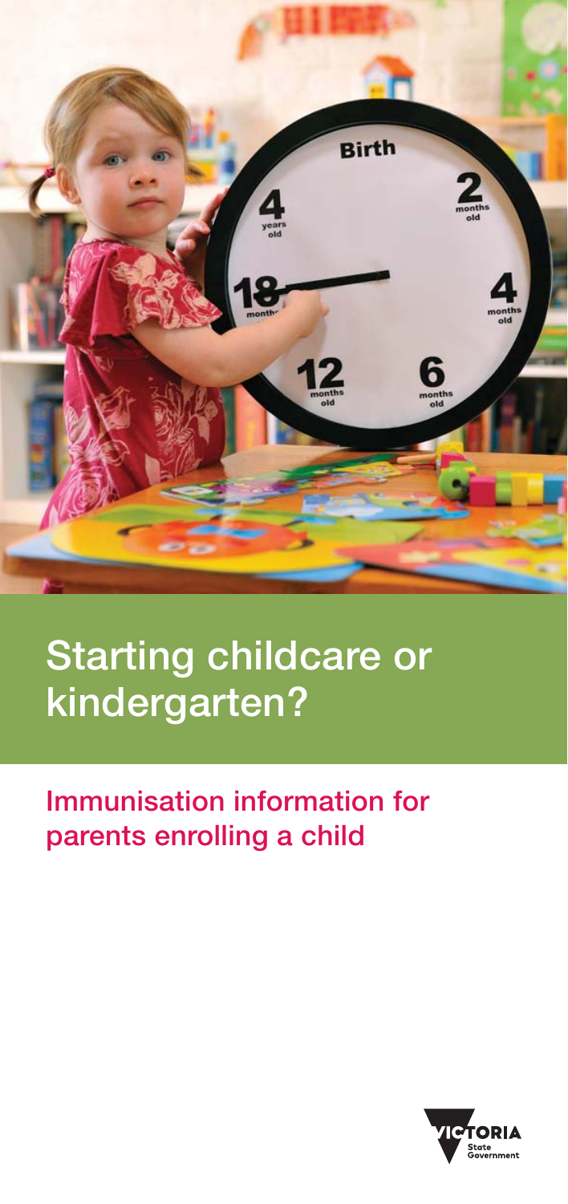# Starting childcare or kindergarten?

## Immunisation information for parents enrolling a child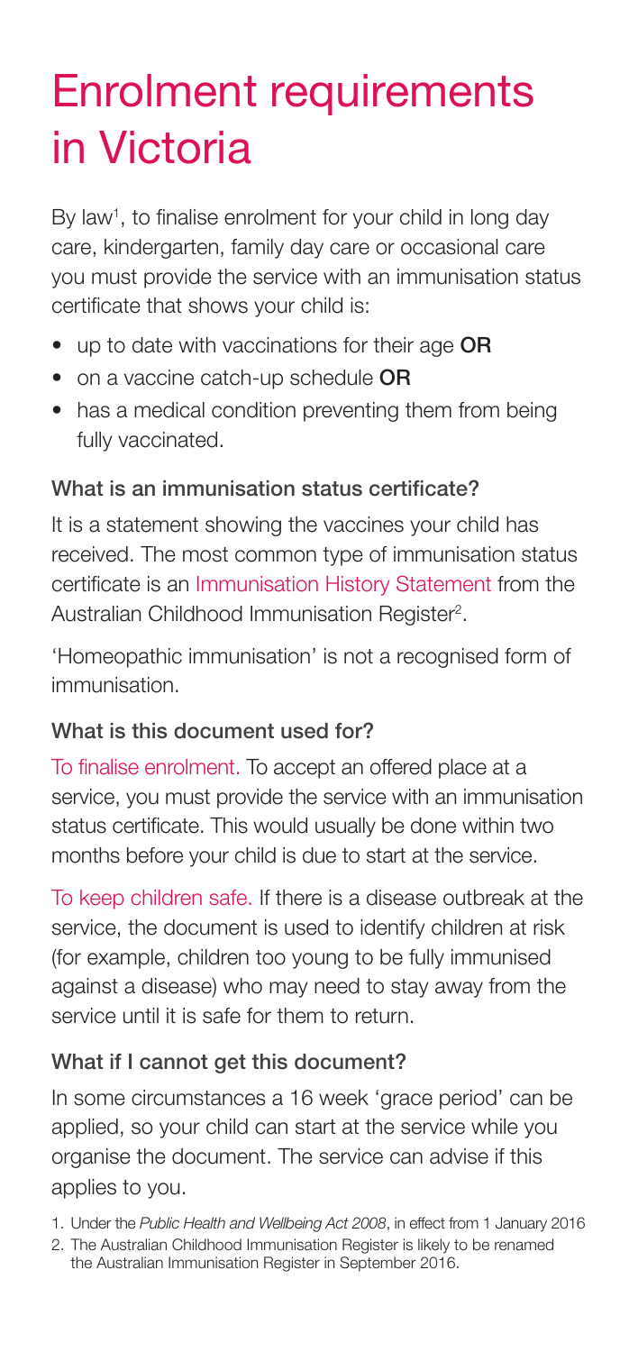# Enrolment requirements in Victoria

By law[1], to finalise enrolment for your child in long day care, kindergarten, family day care or occasional care you must provide the service with an immunisation status certificate that shows your child is:

- up to date with vaccinations for their age **OR**
- on a vaccine catch-up schedule **OR**
- has a medical condition preventing them from being fully vaccinated.

### What is an immunisation status certificate?

It is a statement showing the vaccines your child has received. The most common type of immunisation status certificate is an Immunisation History Statement from the Australian Childhood Immunisation Register[2].

'Homeopathic immunisation' is not a recognised form of immunisation.

### What is this document used for?

To finalise enrolment. To accept an offered place at a service, you must provide the service with an immunisation status certificate. This would usually be done within two months before your child is due to start at the service.

To keep children safe. If there is a disease outbreak at the service, the document is used to identify children at risk (for example, children too young to be fully immunised against a disease) who may need to stay away from the service until it is safe for them to return.

### What if I cannot get this document?

In some circumstances a 16 week 'grace period' can be applied, so your child can start at the service while you organise the document. The service can advise if this applies to you.

1. Under the *Public Health and Wellbeing Act 2008*, in effect from 1 January 2016
2. The Australian Childhood Immunisation Register is likely to be renamed the Australian Immunisation Register in September 2016.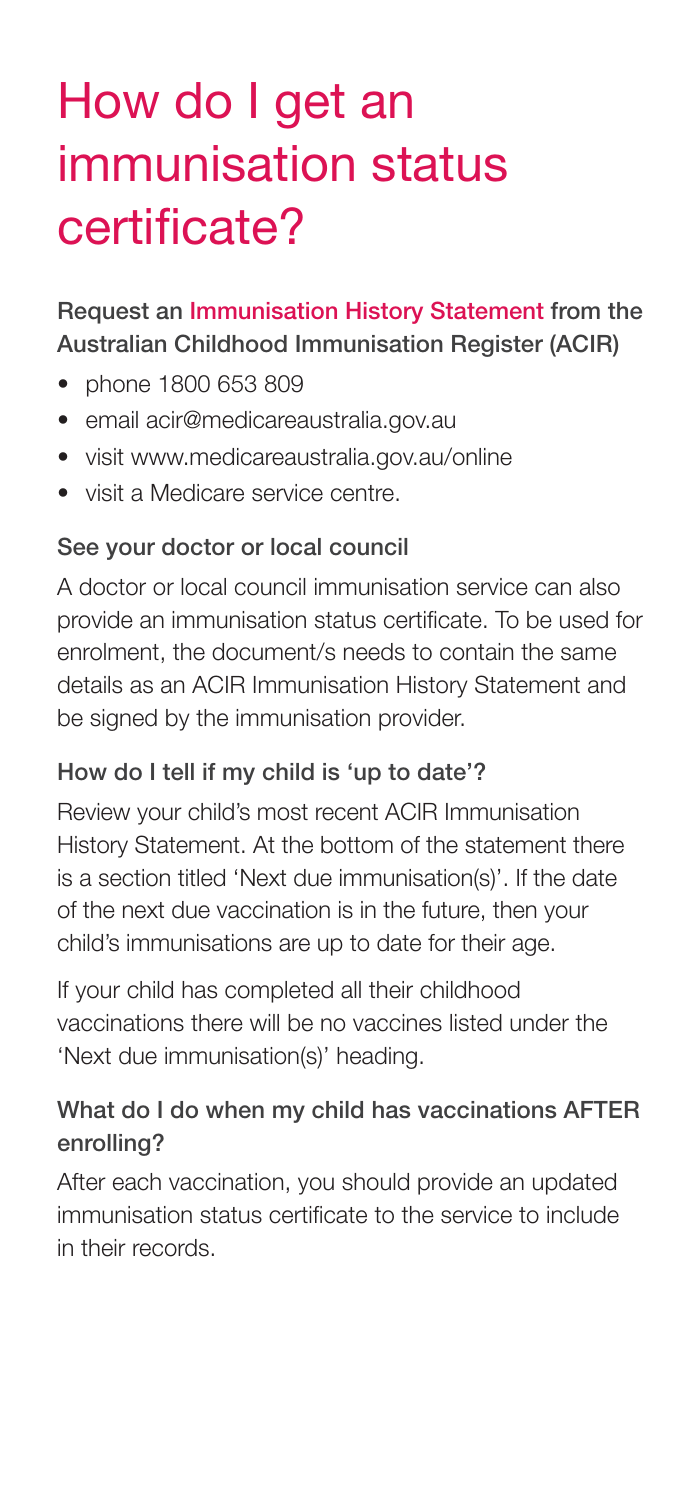# How do I get an immunisation status certificate?

### Request an Immunisation History Statement from the Australian Childhood Immunisation Register (ACIR)

- phone 1800 653 809
- email acir@medicareaustralia.gov.au
- visit www.medicareaustralia.gov.au/online
- visit a Medicare service centre.

### See your doctor or local council

A doctor or local council immunisation service can also provide an immunisation status certificate. To be used for enrolment, the document/s needs to contain the same details as an ACIR Immunisation History Statement and be signed by the immunisation provider.

### How do I tell if my child is 'up to date'?

Review your child's most recent ACIR Immunisation History Statement. At the bottom of the statement there is a section titled 'Next due immunisation(s)'. If the date of the next due vaccination is in the future, then your child's immunisations are up to date for their age.

If your child has completed all their childhood vaccinations there will be no vaccines listed under the 'Next due immunisation(s)' heading.

### What do I do when my child has vaccinations AFTER enrolling?

After each vaccination, you should provide an updated immunisation status certificate to the service to include in their records.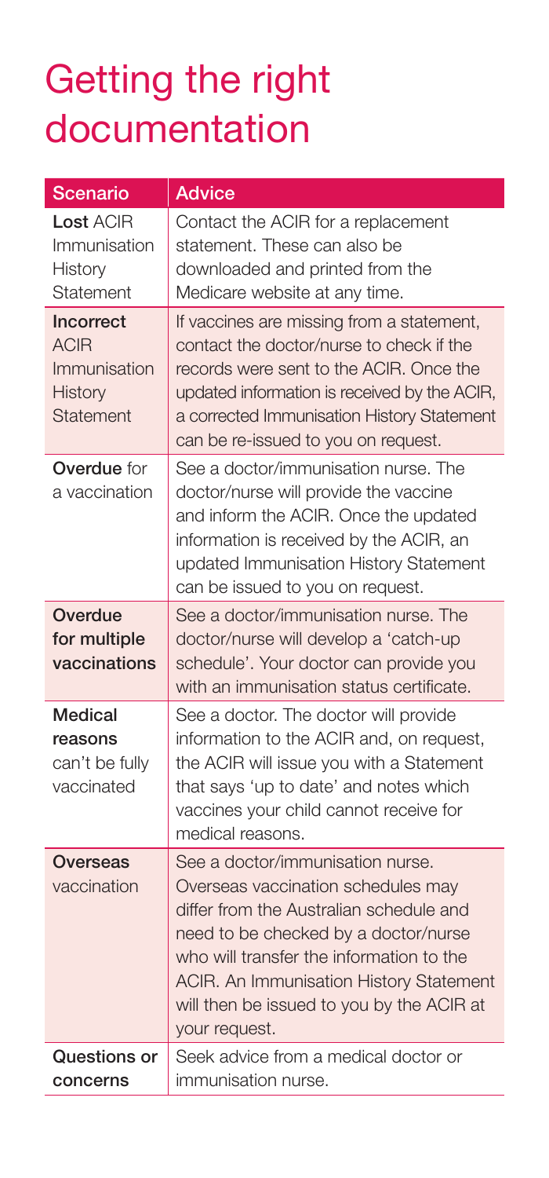# Getting the right documentation

| Scenario | Advice |
|---|---|
| **Lost** ACIR Immunisation History Statement | Contact the ACIR for a replacement statement. These can also be downloaded and printed from the Medicare website at any time. |
| **Incorrect** ACIR Immunisation History Statement | If vaccines are missing from a statement, contact the doctor/nurse to check if the records were sent to the ACIR. Once the updated information is received by the ACIR, a corrected Immunisation History Statement can be re-issued to you on request. |
| **Overdue** for a vaccination | See a doctor/immunisation nurse. The doctor/nurse will provide the vaccine and inform the ACIR. Once the updated information is received by the ACIR, an updated Immunisation History Statement can be issued to you on request. |
| **Overdue for multiple vaccinations** | See a doctor/immunisation nurse. The doctor/nurse will develop a 'catch-up schedule'. Your doctor can provide you with an immunisation status certificate. |
| **Medical reasons** can't be fully vaccinated | See a doctor. The doctor will provide information to the ACIR and, on request, the ACIR will issue you with a Statement that says 'up to date' and notes which vaccines your child cannot receive for medical reasons. |
| **Overseas** vaccination | See a doctor/immunisation nurse. Overseas vaccination schedules may differ from the Australian schedule and need to be checked by a doctor/nurse who will transfer the information to the ACIR. An Immunisation History Statement will then be issued to you by the ACIR at your request. |
| **Questions or concerns** | Seek advice from a medical doctor or immunisation nurse. |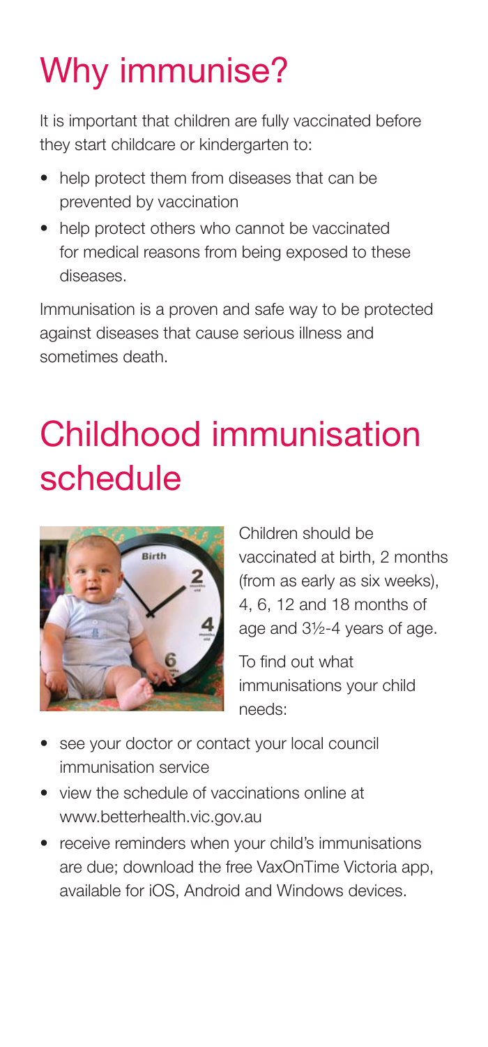# Why immunise?

It is important that children are fully vaccinated before they start childcare or kindergarten to:

- help protect them from diseases that can be prevented by vaccination
- help protect others who cannot be vaccinated for medical reasons from being exposed to these diseases.

Immunisation is a proven and safe way to be protected against diseases that cause serious illness and sometimes death.

# Childhood immunisation schedule

Children should be vaccinated at birth, 2 months (from as early as six weeks), 4, 6, 12 and 18 months of age and 3½-4 years of age.

To find out what immunisations your child needs:

- see your doctor or contact your local council immunisation service
- view the schedule of vaccinations online at www.betterhealth.vic.gov.au
- receive reminders when your child's immunisations are due; download the free VaxOnTime Victoria app, available for iOS, Android and Windows devices.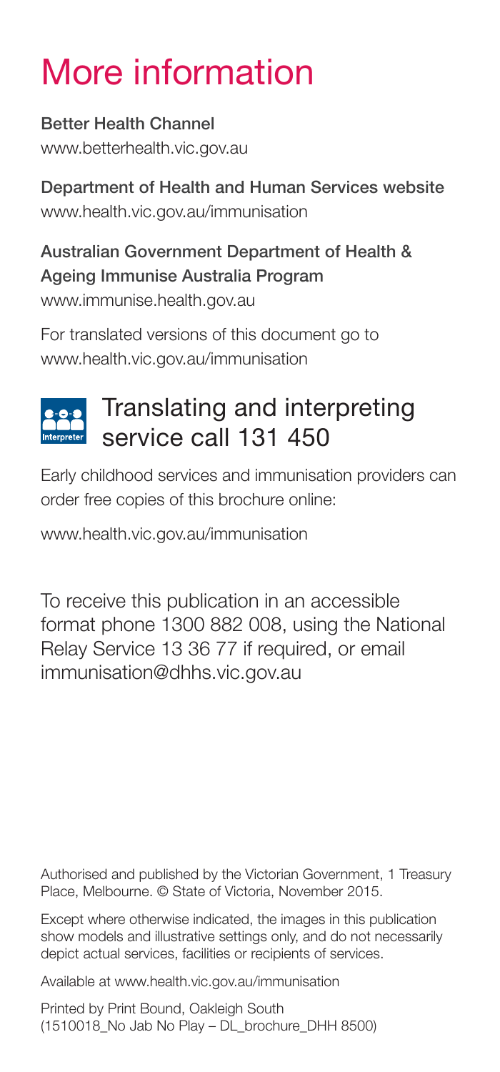# More information

**Better Health Channel**
www.betterhealth.vic.gov.au

**Department of Health and Human Services website**
www.health.vic.gov.au/immunisation

**Australian Government Department of Health & Ageing Immunise Australia Program**
www.immunise.health.gov.au

For translated versions of this document go to www.health.vic.gov.au/immunisation

## Translating and interpreting service call 131 450

Early childhood services and immunisation providers can order free copies of this brochure online:

www.health.vic.gov.au/immunisation

To receive this publication in an accessible format phone 1300 882 008, using the National Relay Service 13 36 77 if required, or email immunisation@dhhs.vic.gov.au

Authorised and published by the Victorian Government, 1 Treasury Place, Melbourne. © State of Victoria, November 2015.

Except where otherwise indicated, the images in this publication show models and illustrative settings only, and do not necessarily depict actual services, facilities or recipients of services.

Available at www.health.vic.gov.au/immunisation

Printed by Print Bound, Oakleigh South (1510018_No Jab No Play – DL_brochure_DHH 8500)